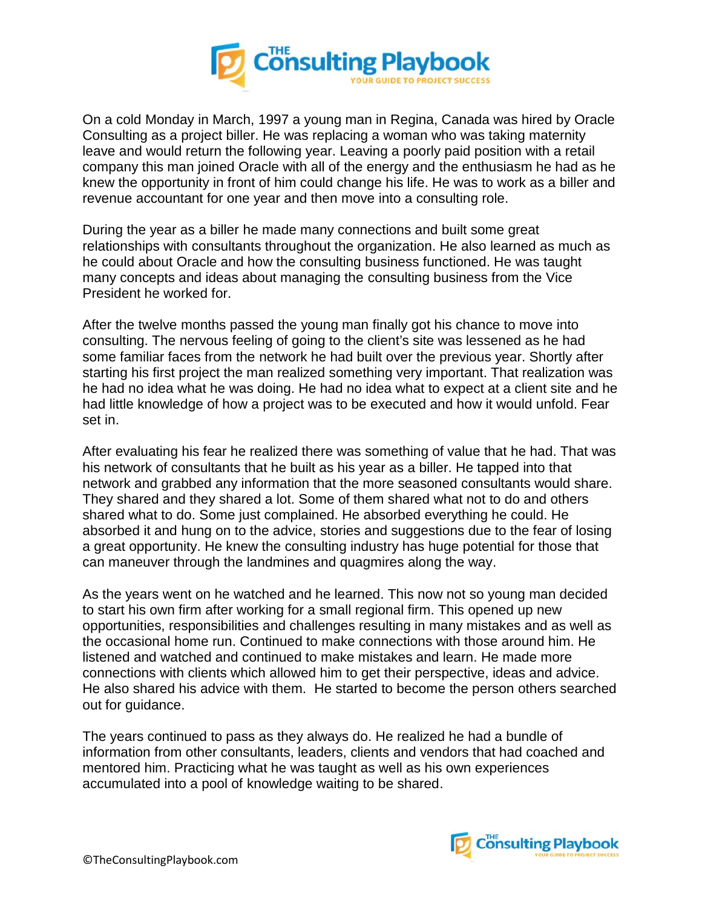On a cold Monday in March, 1997 a young man in Regina, Canada was hired by Oracle Consulting as a project biller. He was replacing a woman who was taking maternity leave and would return the following year. Leaving a poorly paid position with a retail company this man joined Oracle with all of the energy and the enthusiasm he had as he knew the opportunity in front of him could change his life. He was to work as a biller and revenue accountant for one year and then move into a consulting role.

During the year as a biller he made many connections and built some great relationships with consultants throughout the organization. He also learned as much as he could about Oracle and how the consulting business functioned. He was taught many concepts and ideas about managing the consulting business from the Vice President he worked for.

After the twelve months passed the young man finally got his chance to move into consulting. The nervous feeling of going to the client's site was lessened as he had some familiar faces from the network he had built over the previous year. Shortly after starting his first project the man realized something very important. That realization was he had no idea what he was doing. He had no idea what to expect at a client site and he had little knowledge of how a project was to be executed and how it would unfold. Fear set in.

After evaluating his fear he realized there was something of value that he had. That was his network of consultants that he built as his year as a biller. He tapped into that network and grabbed any information that the more seasoned consultants would share. They shared and they shared a lot. Some of them shared what not to do and others shared what to do. Some just complained. He absorbed everything he could. He absorbed it and hung on to the advice, stories and suggestions due to the fear of losing a great opportunity. He knew the consulting industry has huge potential for those that can maneuver through the landmines and quagmires along the way.

As the years went on he watched and he learned. This now not so young man decided to start his own firm after working for a small regional firm. This opened up new opportunities, responsibilities and challenges resulting in many mistakes and as well as the occasional home run. Continued to make connections with those around him. He listened and watched and continued to make mistakes and learn. He made more connections with clients which allowed him to get their perspective, ideas and advice. He also shared his advice with them. He started to become the person others searched out for guidance.

The years continued to pass as they always do. He realized he had a bundle of information from other consultants, leaders, clients and vendors that had coached and mentored him. Practicing what he was taught as well as his own experiences accumulated into a pool of knowledge waiting to be shared.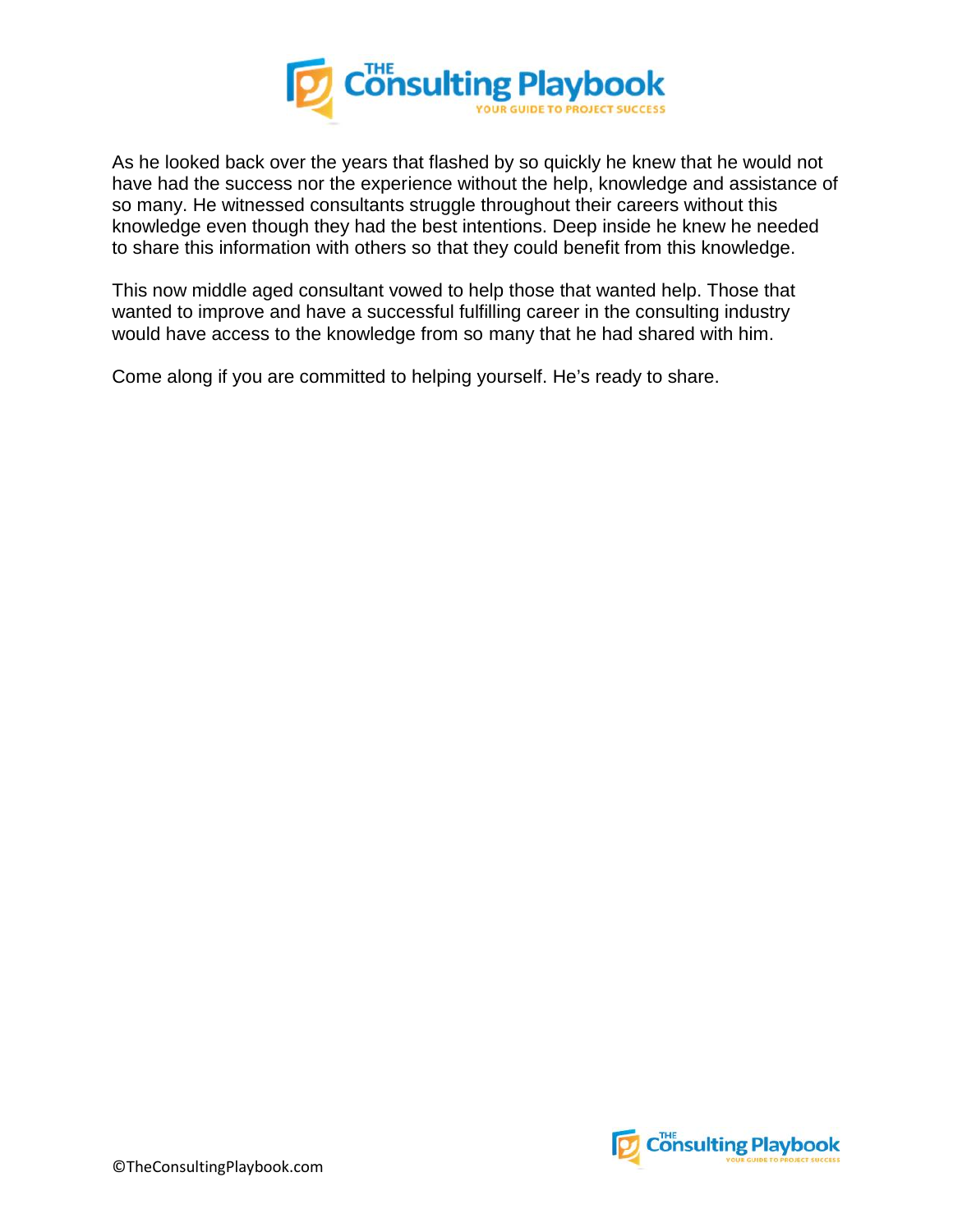As he looked back over the years that flashed by so quickly he knew that he would not have had the success nor the experience without the help, knowledge and assistance of so many. He witnessed consultants struggle throughout their careers without this knowledge even though they had the best intentions. Deep inside he knew he needed to share this information with others so that they could benefit from this knowledge.

This now middle aged consultant vowed to help those that wanted help. Those that wanted to improve and have a successful fulfilling career in the consulting industry would have access to the knowledge from so many that he had shared with him.

Come along if you are committed to helping yourself. He's ready to share.